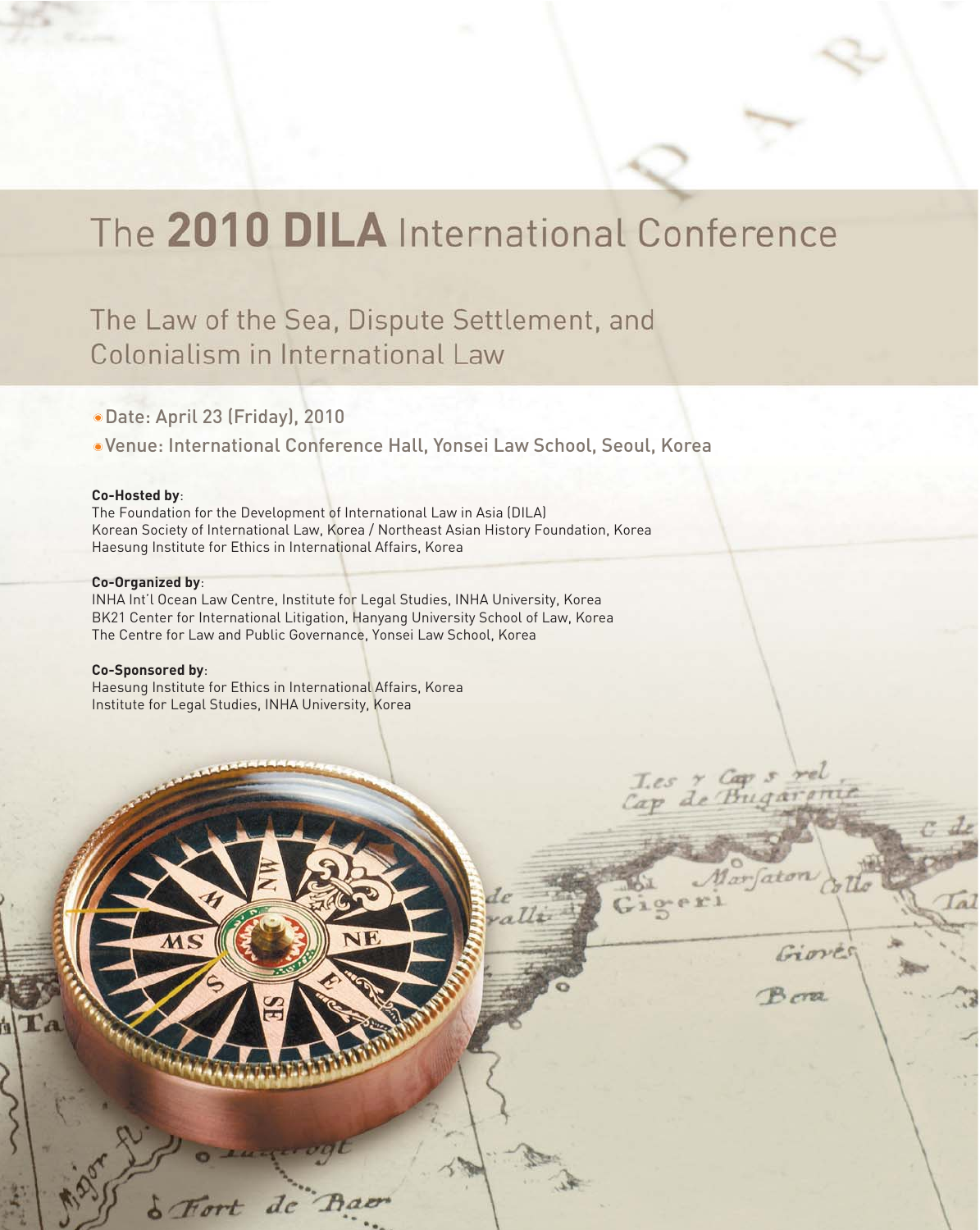# The **2010 DILA** International Conference

## The Law of the Sea, Dispute Settlement, and Colonialism in International Law

- Date: April 23 (Friday), 2010
- Venue: International Conference Hall, Yonsei Law School, Seoul, Korea

**Co-Hosted by**:
The Foundation for the Development of International Law in Asia (DILA)
Korean Society of International Law, Korea / Northeast Asian History Foundation, Korea
Haesung Institute for Ethics in International Affairs, Korea

**Co-Organized by**:
INHA Int'l Ocean Law Centre, Institute for Legal Studies, INHA University, Korea
BK21 Center for International Litigation, Hanyang University School of Law, Korea
The Centre for Law and Public Governance, Yonsei Law School, Korea

**Co-Sponsored by**:
Haesung Institute for Ethics in International Affairs, Korea
Institute for Legal Studies, INHA University, Korea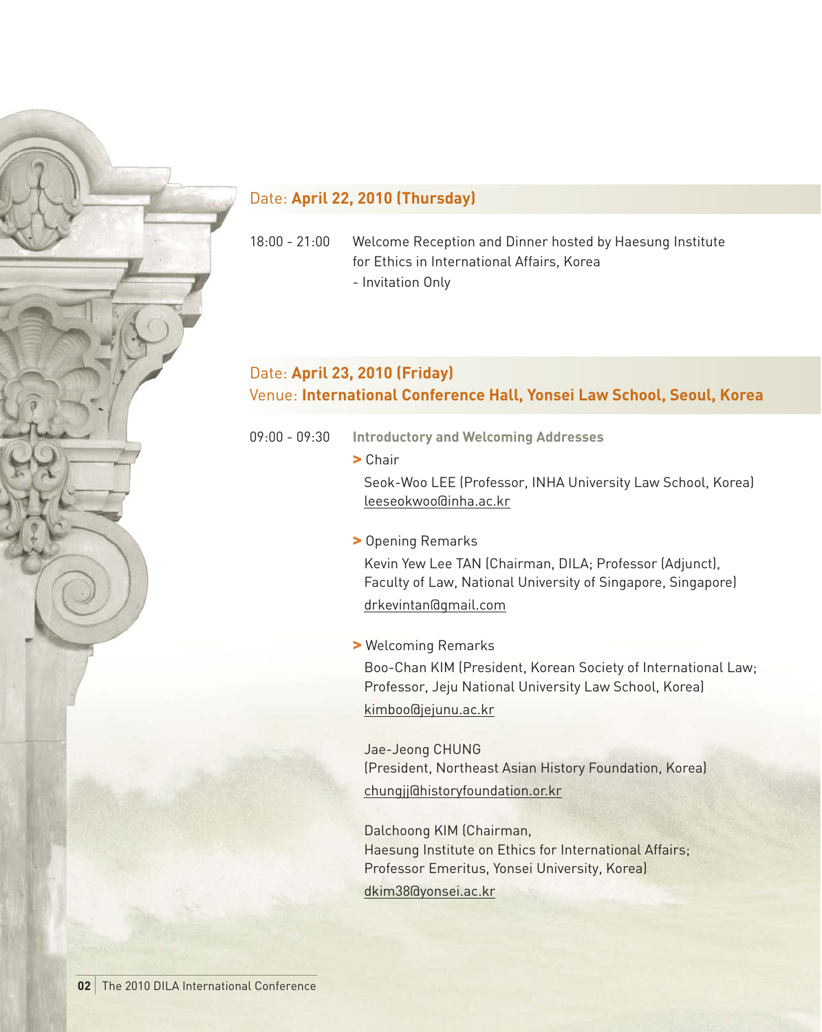## Date: **April 22, 2010 (Thursday)**

18:00 - 21:00 Welcome Reception and Dinner hosted by Haesung Institute for Ethics in International Affairs, Korea
- Invitation Only

## Date: **April 23, 2010 (Friday)**
## Venue: **International Conference Hall, Yonsei Law School, Seoul, Korea**

09:00 - 09:30 **Introductory and Welcoming Addresses**

> Chair

Seok-Woo LEE (Professor, INHA University Law School, Korea)
leeseokwoo@inha.ac.kr

> Opening Remarks

Kevin Yew Lee TAN (Chairman, DILA; Professor (Adjunct), Faculty of Law, National University of Singapore, Singapore)
drkevintan@gmail.com

> Welcoming Remarks

Boo-Chan KIM (President, Korean Society of International Law; Professor, Jeju National University Law School, Korea)
kimboo@jejunu.ac.kr

Jae-Jeong CHUNG
(President, Northeast Asian History Foundation, Korea)
chungjj@historyfoundation.or.kr

Dalchoong KIM (Chairman,
Haesung Institute on Ethics for International Affairs;
Professor Emeritus, Yonsei University, Korea)
dkim38@yonsei.ac.kr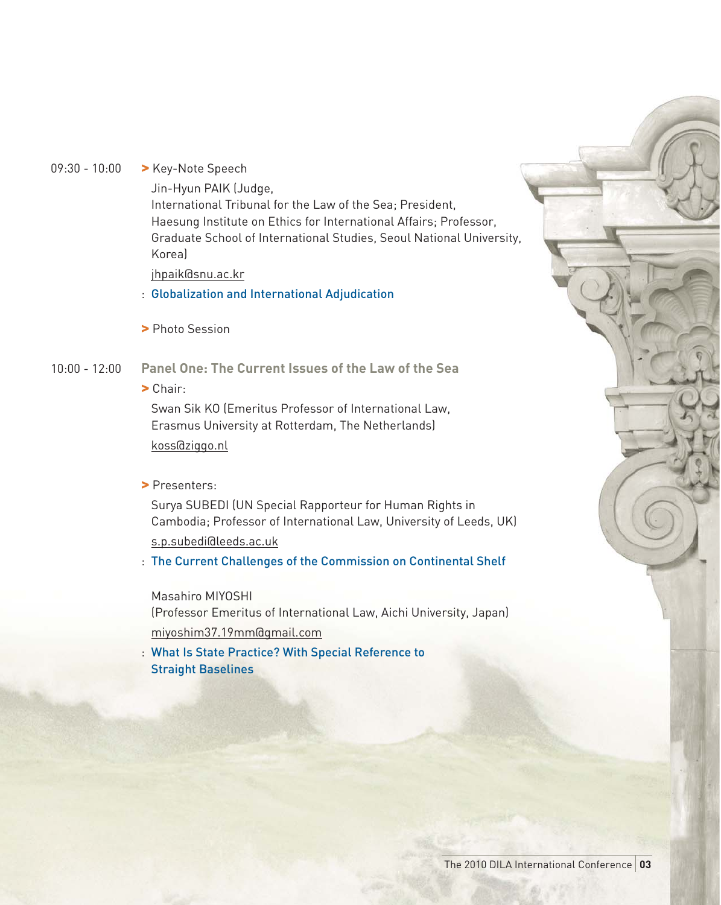09:30 - 10:00 **>** Key-Note Speech

Jin-Hyun PAIK (Judge, International Tribunal for the Law of the Sea; President, Haesung Institute on Ethics for International Affairs; Professor, Graduate School of International Studies, Seoul National University, Korea)

jhpaik@snu.ac.kr

: Globalization and International Adjudication

**>** Photo Session

10:00 - 12:00 **Panel One: The Current Issues of the Law of the Sea**

**>** Chair:

Swan Sik KO (Emeritus Professor of International Law, Erasmus University at Rotterdam, The Netherlands)

koss@ziggo.nl

**>** Presenters:

Surya SUBEDI (UN Special Rapporteur for Human Rights in Cambodia; Professor of International Law, University of Leeds, UK)

s.p.subedi@leeds.ac.uk

: The Current Challenges of the Commission on Continental Shelf

Masahiro MIYOSHI (Professor Emeritus of International Law, Aichi University, Japan)

miyoshim37.19mm@gmail.com

: What Is State Practice? With Special Reference to Straight Baselines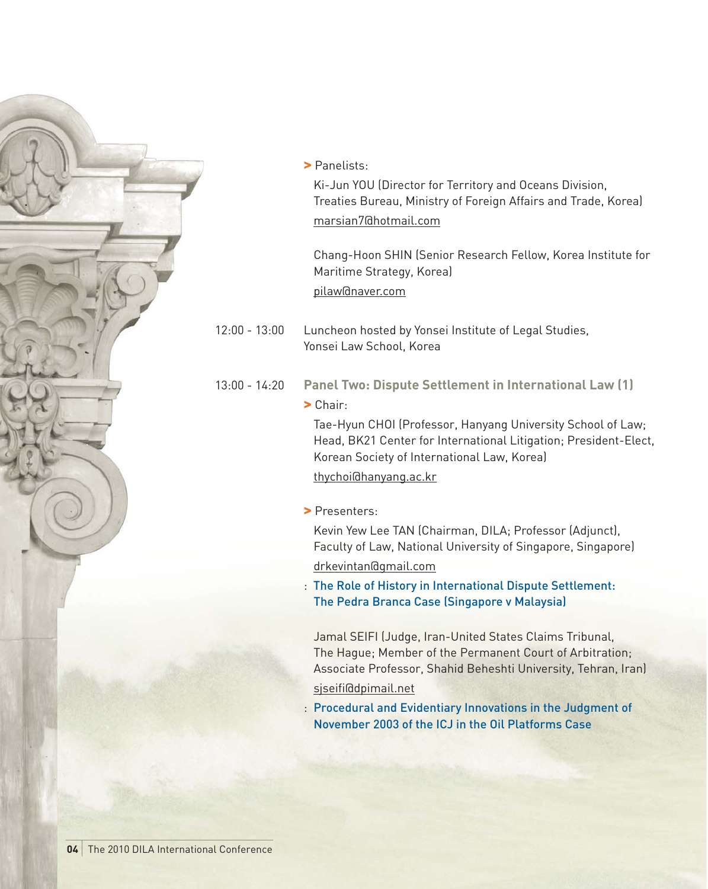> Panelists:

Ki-Jun YOU (Director for Territory and Oceans Division, Treaties Bureau, Ministry of Foreign Affairs and Trade, Korea)
marsian7@hotmail.com

Chang-Hoon SHIN (Senior Research Fellow, Korea Institute for Maritime Strategy, Korea)
pilaw@naver.com

12:00 - 13:00 Luncheon hosted by Yonsei Institute of Legal Studies, Yonsei Law School, Korea

13:00 - 14:20 **Panel Two: Dispute Settlement in International Law (1)**

> Chair:

Tae-Hyun CHOI (Professor, Hanyang University School of Law; Head, BK21 Center for International Litigation; President-Elect, Korean Society of International Law, Korea)
thychoi@hanyang.ac.kr

> Presenters:

Kevin Yew Lee TAN (Chairman, DILA; Professor (Adjunct), Faculty of Law, National University of Singapore, Singapore)
drkevintan@gmail.com

: The Role of History in International Dispute Settlement: The Pedra Branca Case (Singapore v Malaysia)

Jamal SEIFI (Judge, Iran-United States Claims Tribunal, The Hague; Member of the Permanent Court of Arbitration; Associate Professor, Shahid Beheshti University, Tehran, Iran)
sjseifi@dpimail.net

: Procedural and Evidentiary Innovations in the Judgment of November 2003 of the ICJ in the Oil Platforms Case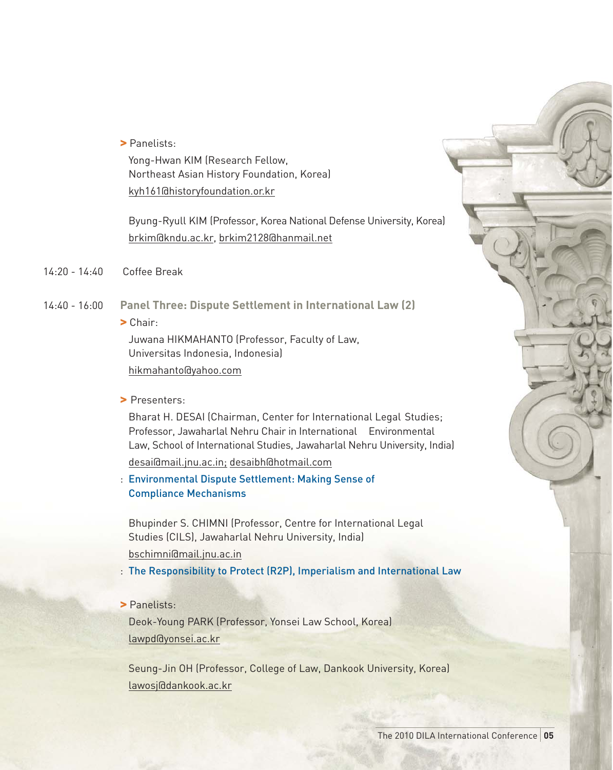> Panelists:

Yong-Hwan KIM (Research Fellow, Northeast Asian History Foundation, Korea)
kyh161@historyfoundation.or.kr

Byung-Ryull KIM (Professor, Korea National Defense University, Korea)
brkim@kndu.ac.kr, brkim2128@hanmail.net

14:20 - 14:40 Coffee Break

14:40 - 16:00 **Panel Three: Dispute Settlement in International Law (2)**

> Chair:

Juwana HIKMAHANTO (Professor, Faculty of Law, Universitas Indonesia, Indonesia)
hikmahanto@yahoo.com

> Presenters:

Bharat H. DESAI (Chairman, Center for International Legal Studies; Professor, Jawaharlal Nehru Chair in International Environmental Law, School of International Studies, Jawaharlal Nehru University, India)
desai@mail.jnu.ac.in; desaibh@hotmail.com

: Environmental Dispute Settlement: Making Sense of Compliance Mechanisms

Bhupinder S. CHIMNI (Professor, Centre for International Legal Studies (CILS), Jawaharlal Nehru University, India)
bschimni@mail.jnu.ac.in

: The Responsibility to Protect (R2P), Imperialism and International Law

> Panelists:

Deok-Young PARK (Professor, Yonsei Law School, Korea)
lawpd@yonsei.ac.kr

Seung-Jin OH (Professor, College of Law, Dankook University, Korea)
lawosj@dankook.ac.kr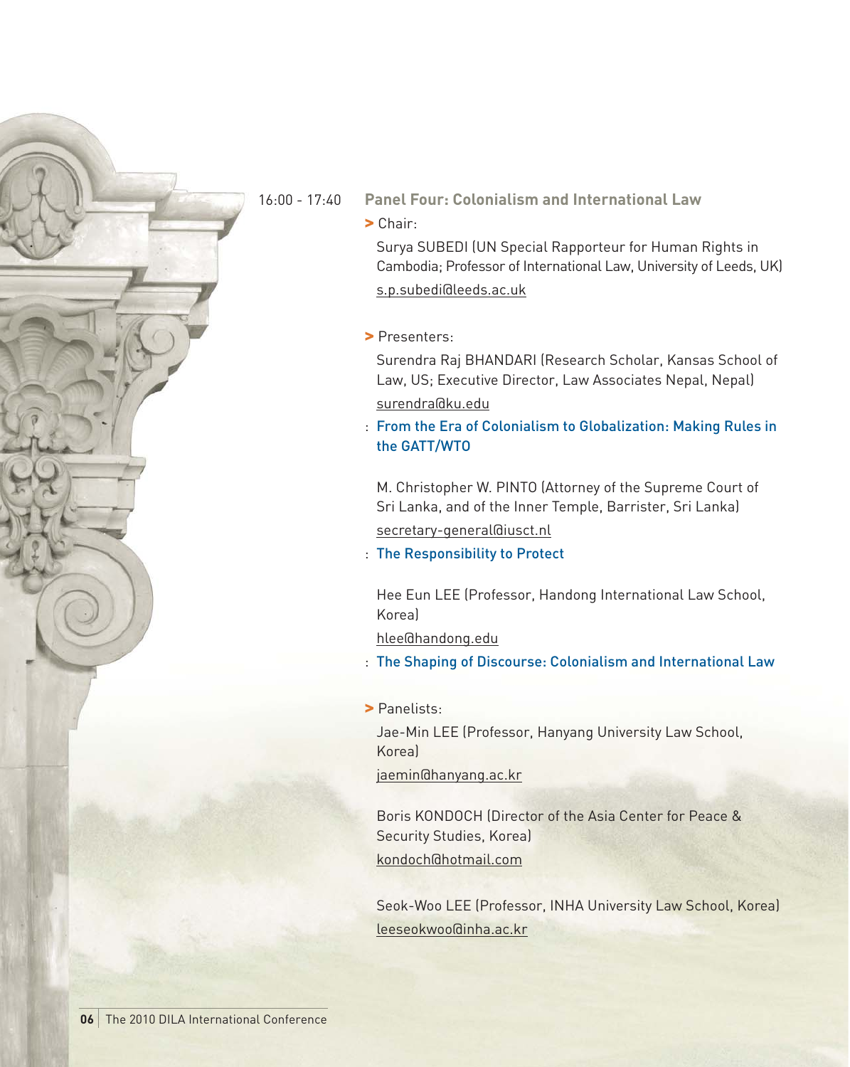16:00 - 17:40

## Panel Four: Colonialism and International Law

> Chair:

Surya SUBEDI (UN Special Rapporteur for Human Rights in Cambodia; Professor of International Law, University of Leeds, UK)
s.p.subedi@leeds.ac.uk

> Presenters:

Surendra Raj BHANDARI (Research Scholar, Kansas School of Law, US; Executive Director, Law Associates Nepal, Nepal)
surendra@ku.edu

: **From the Era of Colonialism to Globalization: Making Rules in the GATT/WTO**

M. Christopher W. PINTO (Attorney of the Supreme Court of Sri Lanka, and of the Inner Temple, Barrister, Sri Lanka)
secretary-general@iusct.nl

: **The Responsibility to Protect**

Hee Eun LEE (Professor, Handong International Law School, Korea)
hlee@handong.edu

: **The Shaping of Discourse: Colonialism and International Law**

> Panelists:

Jae-Min LEE (Professor, Hanyang University Law School, Korea)
jaemin@hanyang.ac.kr

Boris KONDOCH (Director of the Asia Center for Peace & Security Studies, Korea)
kondoch@hotmail.com

Seok-Woo LEE (Professor, INHA University Law School, Korea)
leeseokwoo@inha.ac.kr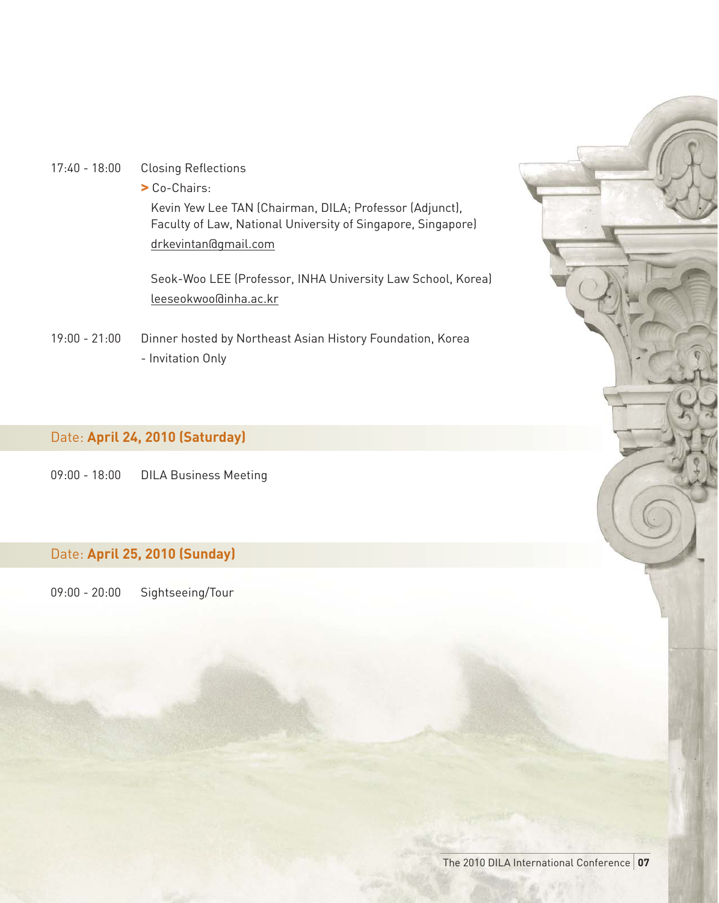17:40 - 18:00 Closing Reflections

> Co-Chairs:

Kevin Yew Lee TAN (Chairman, DILA; Professor (Adjunct), Faculty of Law, National University of Singapore, Singapore)
drkevintan@gmail.com

Seok-Woo LEE (Professor, INHA University Law School, Korea)
leeseokwoo@inha.ac.kr

19:00 - 21:00 Dinner hosted by Northeast Asian History Foundation, Korea
- Invitation Only

## Date: **April 24, 2010 (Saturday)**

09:00 - 18:00 DILA Business Meeting

## Date: **April 25, 2010 (Sunday)**

09:00 - 20:00 Sightseeing/Tour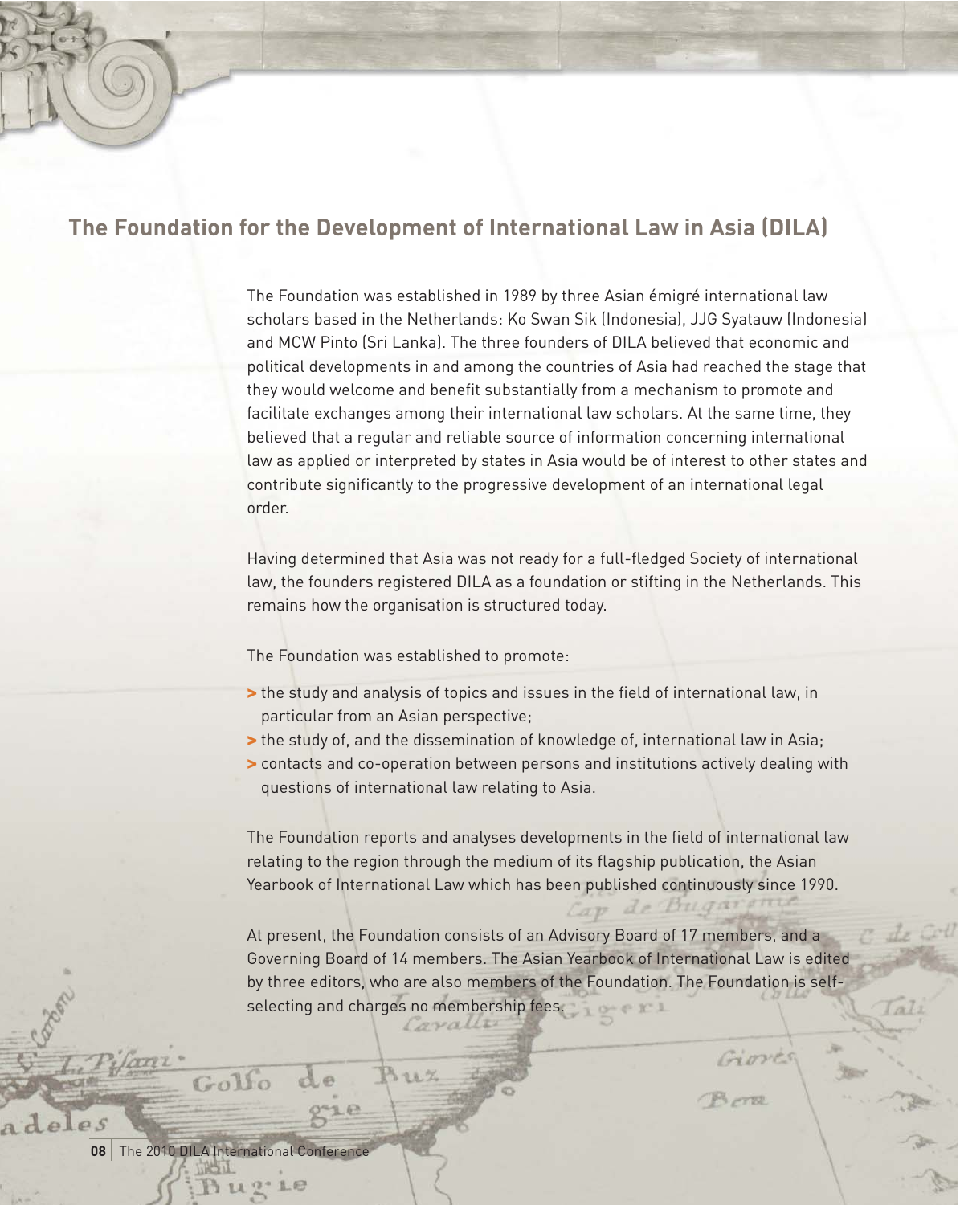## The Foundation for the Development of International Law in Asia (DILA)

The Foundation was established in 1989 by three Asian émigré international law scholars based in the Netherlands: Ko Swan Sik (Indonesia), JJG Syatauw (Indonesia) and MCW Pinto (Sri Lanka). The three founders of DILA believed that economic and political developments in and among the countries of Asia had reached the stage that they would welcome and benefit substantially from a mechanism to promote and facilitate exchanges among their international law scholars. At the same time, they believed that a regular and reliable source of information concerning international law as applied or interpreted by states in Asia would be of interest to other states and contribute significantly to the progressive development of an international legal order.

Having determined that Asia was not ready for a full-fledged Society of international law, the founders registered DILA as a foundation or stifting in the Netherlands. This remains how the organisation is structured today.

The Foundation was established to promote:

- the study and analysis of topics and issues in the field of international law, in particular from an Asian perspective;
- the study of, and the dissemination of knowledge of, international law in Asia;
- contacts and co-operation between persons and institutions actively dealing with questions of international law relating to Asia.

The Foundation reports and analyses developments in the field of international law relating to the region through the medium of its flagship publication, the Asian Yearbook of International Law which has been published continuously since 1990.

At present, the Foundation consists of an Advisory Board of 17 members, and a Governing Board of 14 members. The Asian Yearbook of International Law is edited by three editors, who are also members of the Foundation. The Foundation is self-selecting and charges no membership fees.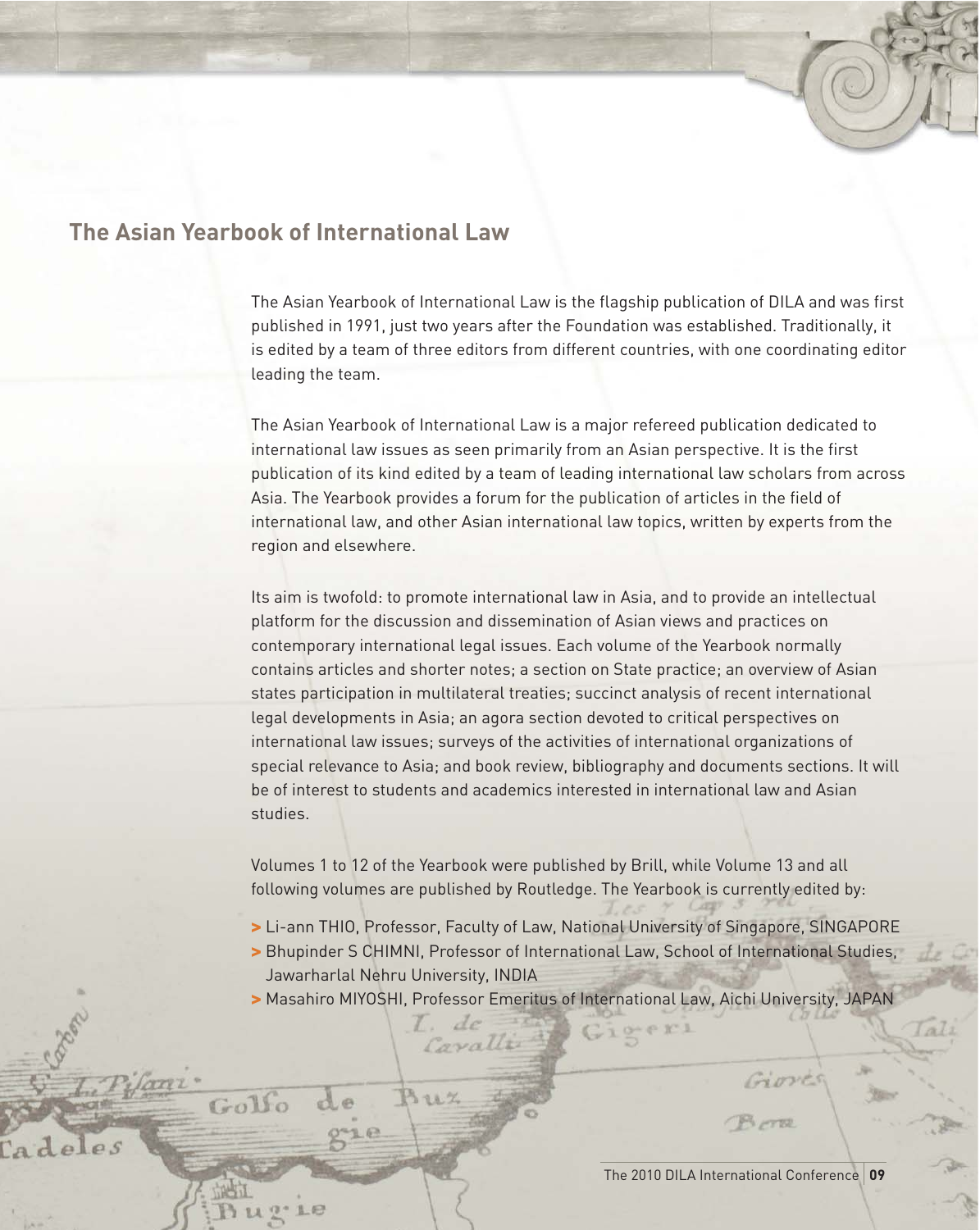## The Asian Yearbook of International Law

The Asian Yearbook of International Law is the flagship publication of DILA and was first published in 1991, just two years after the Foundation was established. Traditionally, it is edited by a team of three editors from different countries, with one coordinating editor leading the team.

The Asian Yearbook of International Law is a major refereed publication dedicated to international law issues as seen primarily from an Asian perspective. It is the first publication of its kind edited by a team of leading international law scholars from across Asia. The Yearbook provides a forum for the publication of articles in the field of international law, and other Asian international law topics, written by experts from the region and elsewhere.

Its aim is twofold: to promote international law in Asia, and to provide an intellectual platform for the discussion and dissemination of Asian views and practices on contemporary international legal issues. Each volume of the Yearbook normally contains articles and shorter notes; a section on State practice; an overview of Asian states participation in multilateral treaties; succinct analysis of recent international legal developments in Asia; an agora section devoted to critical perspectives on international law issues; surveys of the activities of international organizations of special relevance to Asia; and book review, bibliography and documents sections. It will be of interest to students and academics interested in international law and Asian studies.

Volumes 1 to 12 of the Yearbook were published by Brill, while Volume 13 and all following volumes are published by Routledge. The Yearbook is currently edited by:

- Li-ann THIO, Professor, Faculty of Law, National University of Singapore, SINGAPORE
- Bhupinder S CHIMNI, Professor of International Law, School of International Studies, Jawarharlal Nehru University, INDIA
- Masahiro MIYOSHI, Professor Emeritus of International Law, Aichi University, JAPAN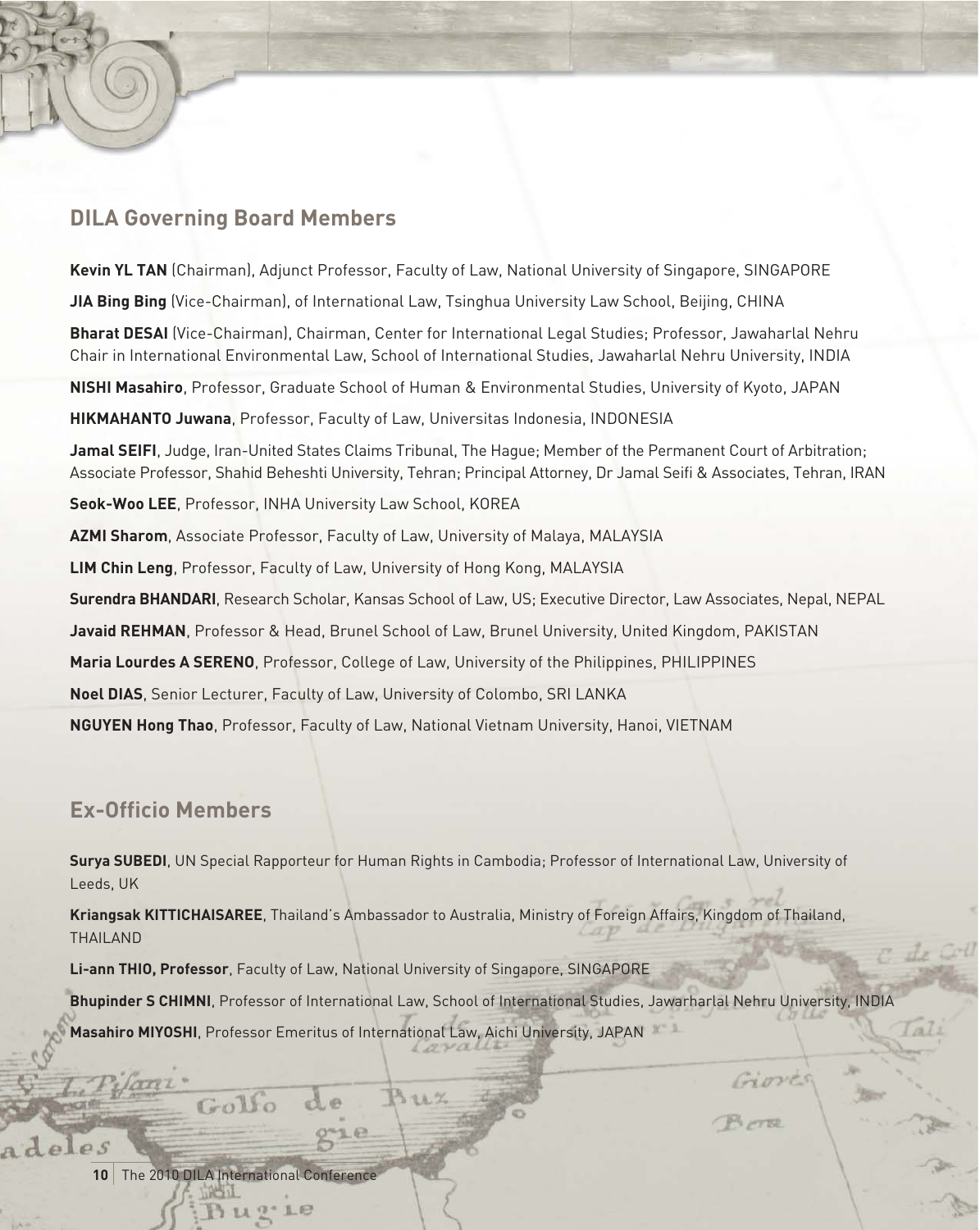## DILA Governing Board Members

**Kevin YL TAN** (Chairman), Adjunct Professor, Faculty of Law, National University of Singapore, SINGAPORE

**JIA Bing Bing** (Vice-Chairman), of International Law, Tsinghua University Law School, Beijing, CHINA

**Bharat DESAI** (Vice-Chairman), Chairman, Center for International Legal Studies; Professor, Jawaharlal Nehru Chair in International Environmental Law, School of International Studies, Jawaharlal Nehru University, INDIA

**NISHI Masahiro**, Professor, Graduate School of Human & Environmental Studies, University of Kyoto, JAPAN

**HIKMAHANTO Juwana**, Professor, Faculty of Law, Universitas Indonesia, INDONESIA

**Jamal SEIFI**, Judge, Iran-United States Claims Tribunal, The Hague; Member of the Permanent Court of Arbitration; Associate Professor, Shahid Beheshti University, Tehran; Principal Attorney, Dr Jamal Seifi & Associates, Tehran, IRAN

**Seok-Woo LEE**, Professor, INHA University Law School, KOREA

**AZMI Sharom**, Associate Professor, Faculty of Law, University of Malaya, MALAYSIA

**LIM Chin Leng**, Professor, Faculty of Law, University of Hong Kong, MALAYSIA

**Surendra BHANDARI**, Research Scholar, Kansas School of Law, US; Executive Director, Law Associates, Nepal, NEPAL

**Javaid REHMAN**, Professor & Head, Brunel School of Law, Brunel University, United Kingdom, PAKISTAN

**Maria Lourdes A SERENO**, Professor, College of Law, University of the Philippines, PHILIPPINES

**Noel DIAS**, Senior Lecturer, Faculty of Law, University of Colombo, SRI LANKA

**NGUYEN Hong Thao**, Professor, Faculty of Law, National Vietnam University, Hanoi, VIETNAM

## Ex-Officio Members

**Surya SUBEDI**, UN Special Rapporteur for Human Rights in Cambodia; Professor of International Law, University of Leeds, UK

**Kriangsak KITTICHAISAREE**, Thailand's Ambassador to Australia, Ministry of Foreign Affairs, Kingdom of Thailand, THAILAND

**Li-ann THIO, Professor**, Faculty of Law, National University of Singapore, SINGAPORE

**Bhupinder S CHIMNI**, Professor of International Law, School of International Studies, Jawarharlal Nehru University, INDIA

**Masahiro MIYOSHI**, Professor Emeritus of International Law, Aichi University, JAPAN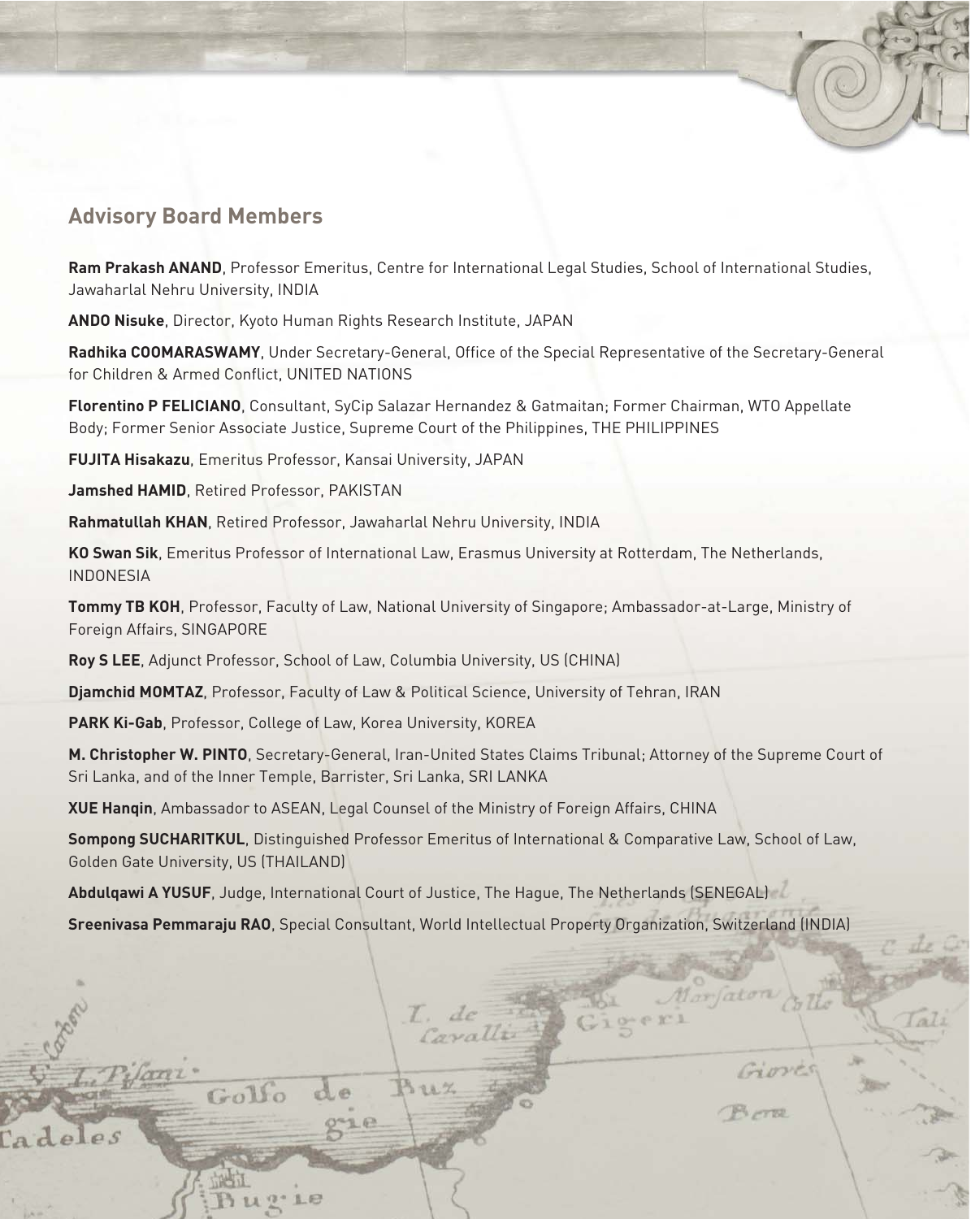## Advisory Board Members

**Ram Prakash ANAND**, Professor Emeritus, Centre for International Legal Studies, School of International Studies, Jawaharlal Nehru University, INDIA

**ANDO Nisuke**, Director, Kyoto Human Rights Research Institute, JAPAN

**Radhika COOMARASWAMY**, Under Secretary-General, Office of the Special Representative of the Secretary-General for Children & Armed Conflict, UNITED NATIONS

**Florentino P FELICIANO**, Consultant, SyCip Salazar Hernandez & Gatmaitan; Former Chairman, WTO Appellate Body; Former Senior Associate Justice, Supreme Court of the Philippines, THE PHILIPPINES

**FUJITA Hisakazu**, Emeritus Professor, Kansai University, JAPAN

**Jamshed HAMID**, Retired Professor, PAKISTAN

**Rahmatullah KHAN**, Retired Professor, Jawaharlal Nehru University, INDIA

**KO Swan Sik**, Emeritus Professor of International Law, Erasmus University at Rotterdam, The Netherlands, INDONESIA

**Tommy TB KOH**, Professor, Faculty of Law, National University of Singapore; Ambassador-at-Large, Ministry of Foreign Affairs, SINGAPORE

**Roy S LEE**, Adjunct Professor, School of Law, Columbia University, US (CHINA)

**Djamchid MOMTAZ**, Professor, Faculty of Law & Political Science, University of Tehran, IRAN

**PARK Ki-Gab**, Professor, College of Law, Korea University, KOREA

**M. Christopher W. PINTO**, Secretary-General, Iran-United States Claims Tribunal; Attorney of the Supreme Court of Sri Lanka, and of the Inner Temple, Barrister, Sri Lanka, SRI LANKA

**XUE Hanqin**, Ambassador to ASEAN, Legal Counsel of the Ministry of Foreign Affairs, CHINA

**Sompong SUCHARITKUL**, Distinguished Professor Emeritus of International & Comparative Law, School of Law, Golden Gate University, US (THAILAND)

**Abdulqawi A YUSUF**, Judge, International Court of Justice, The Hague, The Netherlands (SENEGAL)

**Sreenivasa Pemmaraju RAO**, Special Consultant, World Intellectual Property Organization, Switzerland (INDIA)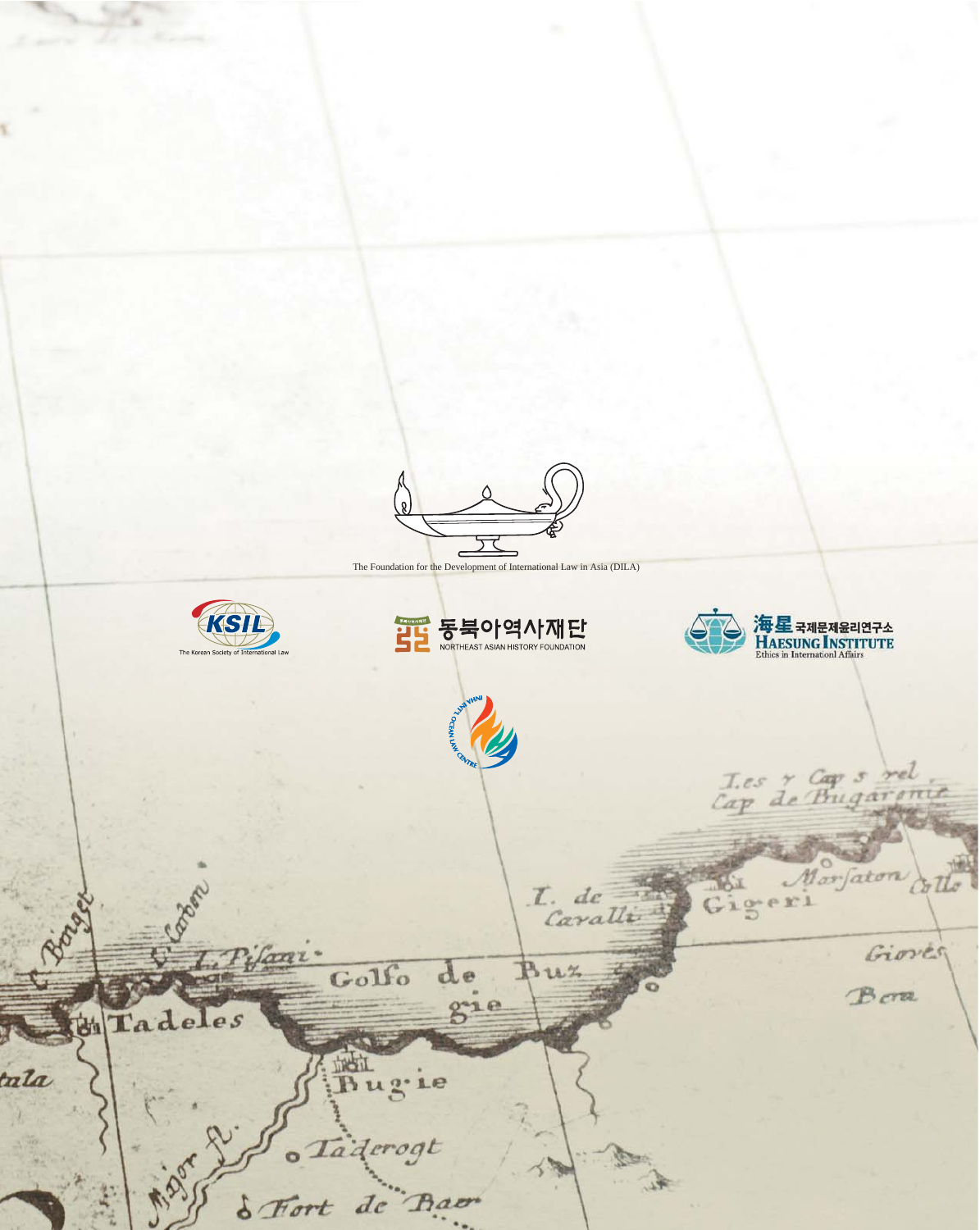The Foundation for the Development of International Law in Asia (DILA)

KSIL
The Korean Society of International Law

동북아역사재단
NORTHEAST ASIAN HISTORY FOUNDATION

海星 국제문제윤리연구소
HAESUNG INSTITUTE
Ethics in Internationl Affairs